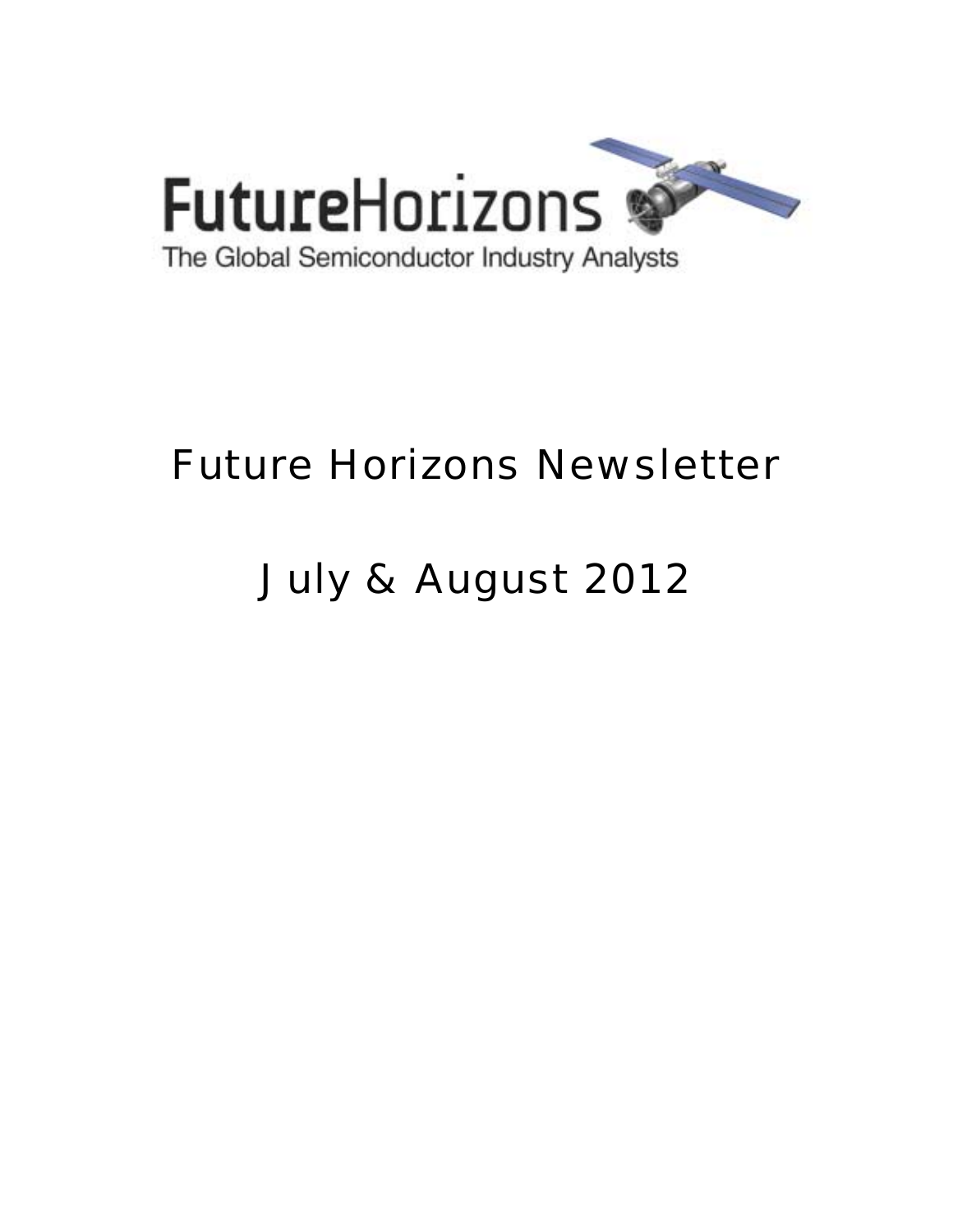FutureHorizons

The Global Semiconductor Industry Analysts

# Future Horizons Newsletter

# July & August 2012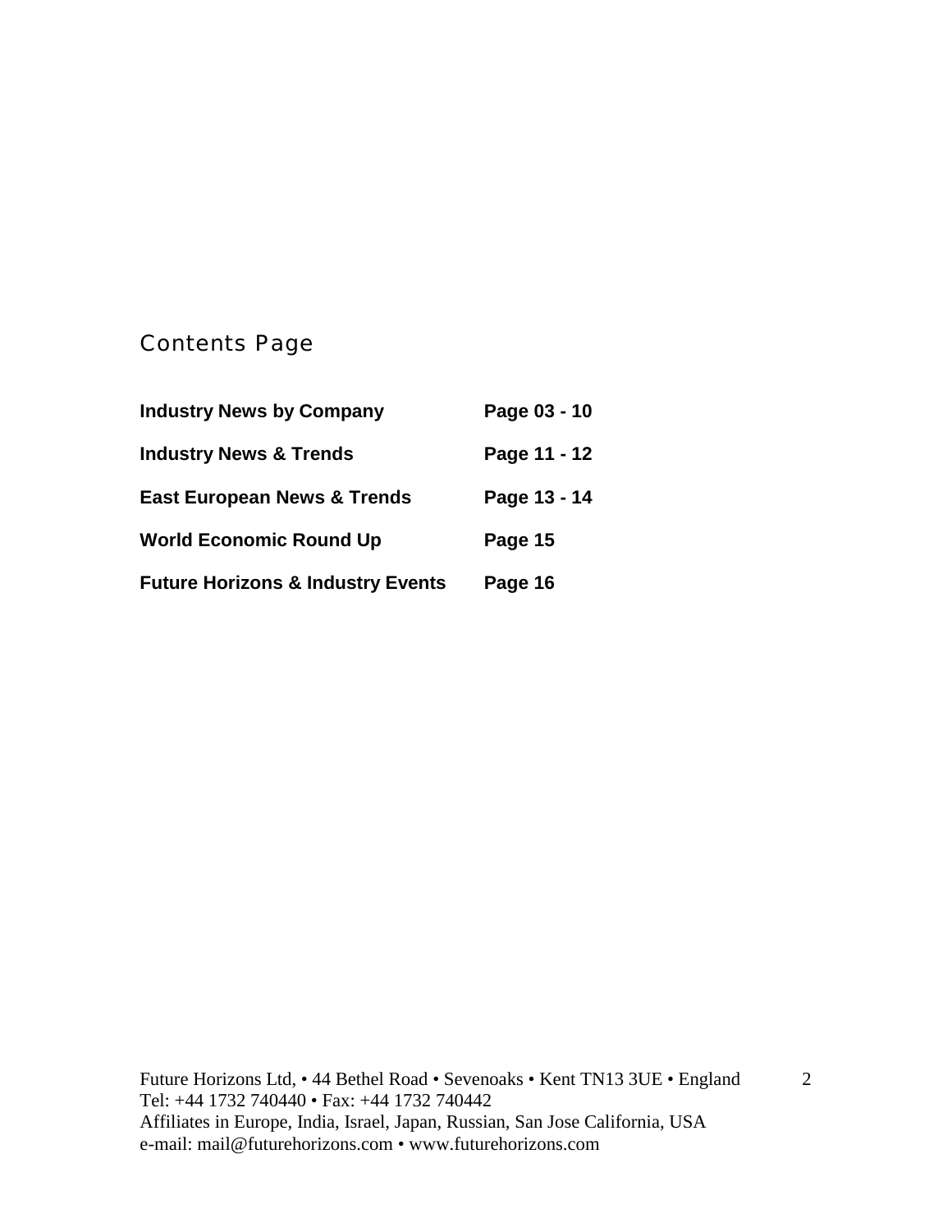## Contents Page

| | |
|---|---|
| **Industry News by Company** | **Page 03 - 10** |
| **Industry News & Trends** | **Page 11 - 12** |
| **East European News & Trends** | **Page 13 - 14** |
| **World Economic Round Up** | **Page 15** |
| **Future Horizons & Industry Events** | **Page 16** |

Future Horizons Ltd, • 44 Bethel Road • Sevenoaks • Kent TN13 3UE • England
Tel: +44 1732 740440 • Fax: +44 1732 740442
Affiliates in Europe, India, Israel, Japan, Russian, San Jose California, USA
e-mail: mail@futurehorizons.com • www.futurehorizons.com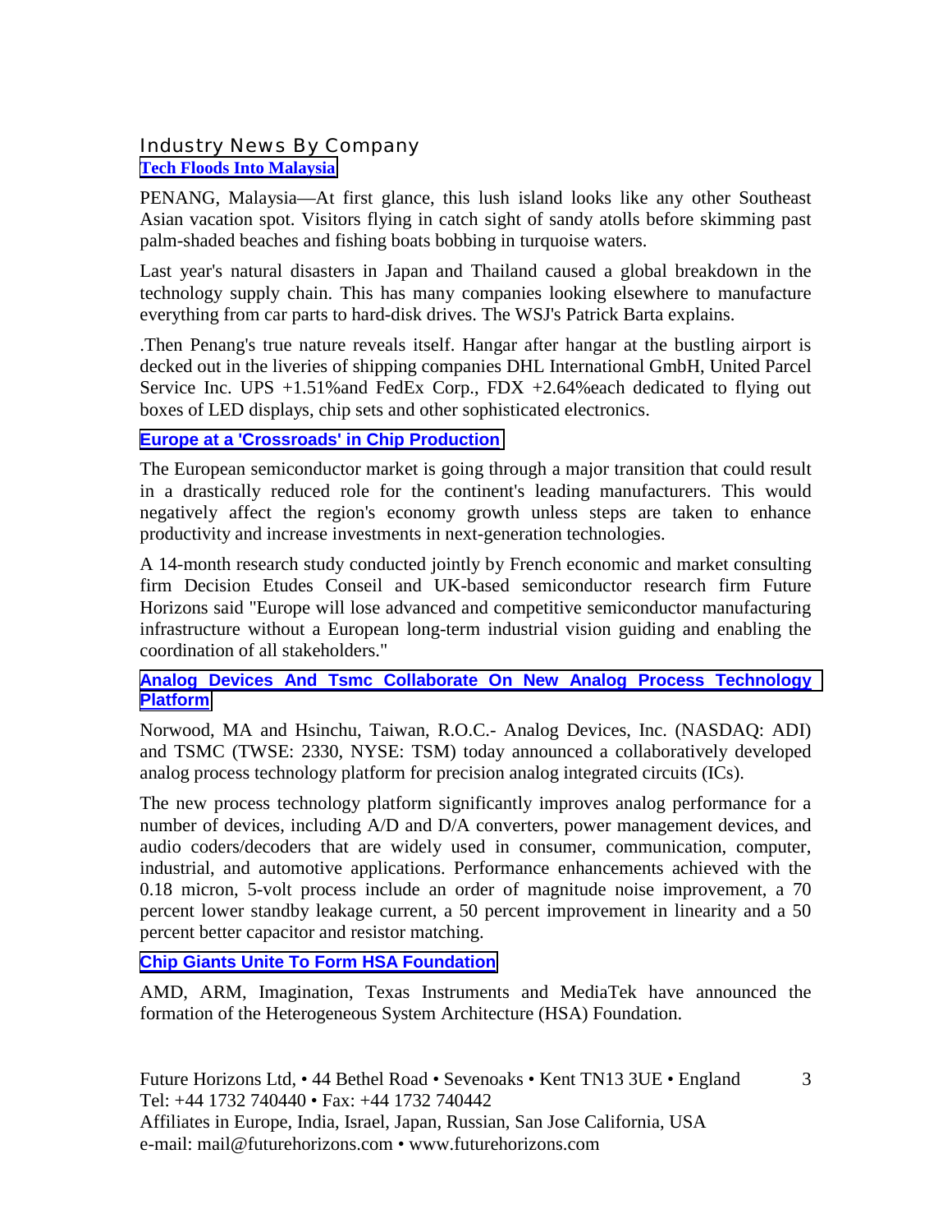## Industry News By Company

### Tech Floods Into Malaysia

PENANG, Malaysia—At first glance, this lush island looks like any other Southeast Asian vacation spot. Visitors flying in catch sight of sandy atolls before skimming past palm-shaded beaches and fishing boats bobbing in turquoise waters.

Last year's natural disasters in Japan and Thailand caused a global breakdown in the technology supply chain. This has many companies looking elsewhere to manufacture everything from car parts to hard-disk drives. The WSJ's Patrick Barta explains.

.Then Penang's true nature reveals itself. Hangar after hangar at the bustling airport is decked out in the liveries of shipping companies DHL International GmbH, United Parcel Service Inc. UPS +1.51%and FedEx Corp., FDX +2.64%each dedicated to flying out boxes of LED displays, chip sets and other sophisticated electronics.

### Europe at a 'Crossroads' in Chip Production

The European semiconductor market is going through a major transition that could result in a drastically reduced role for the continent's leading manufacturers. This would negatively affect the region's economy growth unless steps are taken to enhance productivity and increase investments in next-generation technologies.

A 14-month research study conducted jointly by French economic and market consulting firm Decision Etudes Conseil and UK-based semiconductor research firm Future Horizons said "Europe will lose advanced and competitive semiconductor manufacturing infrastructure without a European long-term industrial vision guiding and enabling the coordination of all stakeholders."

### Analog Devices And Tsmc Collaborate On New Analog Process Technology Platform

Norwood, MA and Hsinchu, Taiwan, R.O.C.- Analog Devices, Inc. (NASDAQ: ADI) and TSMC (TWSE: 2330, NYSE: TSM) today announced a collaboratively developed analog process technology platform for precision analog integrated circuits (ICs).

The new process technology platform significantly improves analog performance for a number of devices, including A/D and D/A converters, power management devices, and audio coders/decoders that are widely used in consumer, communication, computer, industrial, and automotive applications. Performance enhancements achieved with the 0.18 micron, 5-volt process include an order of magnitude noise improvement, a 70 percent lower standby leakage current, a 50 percent improvement in linearity and a 50 percent better capacitor and resistor matching.

### Chip Giants Unite To Form HSA Foundation

AMD, ARM, Imagination, Texas Instruments and MediaTek have announced the formation of the Heterogeneous System Architecture (HSA) Foundation.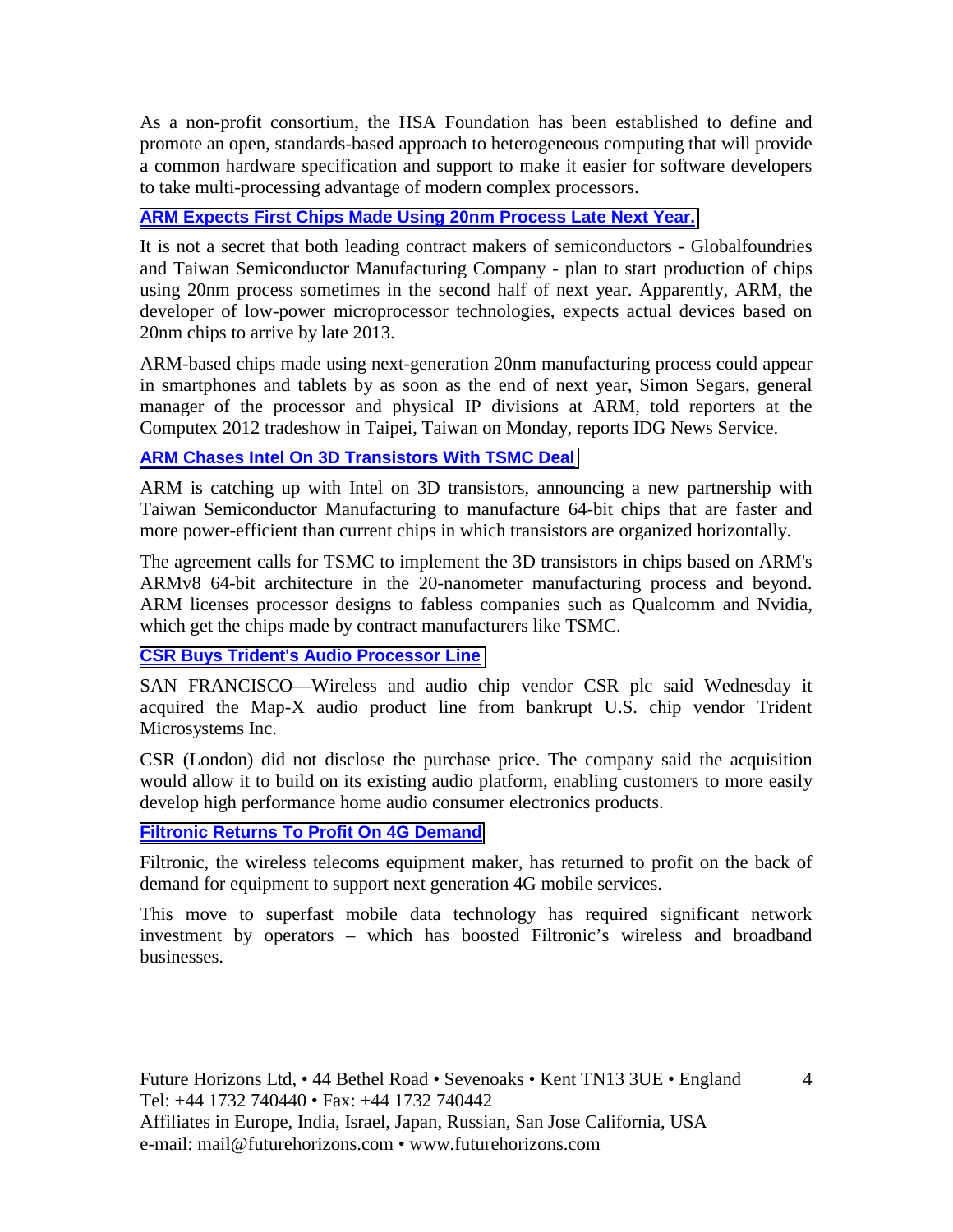As a non-profit consortium, the HSA Foundation has been established to define and promote an open, standards-based approach to heterogeneous computing that will provide a common hardware specification and support to make it easier for software developers to take multi-processing advantage of modern complex processors.

### ARM Expects First Chips Made Using 20nm Process Late Next Year.

It is not a secret that both leading contract makers of semiconductors - Globalfoundries and Taiwan Semiconductor Manufacturing Company - plan to start production of chips using 20nm process sometimes in the second half of next year. Apparently, ARM, the developer of low-power microprocessor technologies, expects actual devices based on 20nm chips to arrive by late 2013.

ARM-based chips made using next-generation 20nm manufacturing process could appear in smartphones and tablets by as soon as the end of next year, Simon Segars, general manager of the processor and physical IP divisions at ARM, told reporters at the Computex 2012 tradeshow in Taipei, Taiwan on Monday, reports IDG News Service.

### ARM Chases Intel On 3D Transistors With TSMC Deal

ARM is catching up with Intel on 3D transistors, announcing a new partnership with Taiwan Semiconductor Manufacturing to manufacture 64-bit chips that are faster and more power-efficient than current chips in which transistors are organized horizontally.

The agreement calls for TSMC to implement the 3D transistors in chips based on ARM's ARMv8 64-bit architecture in the 20-nanometer manufacturing process and beyond. ARM licenses processor designs to fabless companies such as Qualcomm and Nvidia, which get the chips made by contract manufacturers like TSMC.

### CSR Buys Trident's Audio Processor Line

SAN FRANCISCO—Wireless and audio chip vendor CSR plc said Wednesday it acquired the Map-X audio product line from bankrupt U.S. chip vendor Trident Microsystems Inc.

CSR (London) did not disclose the purchase price. The company said the acquisition would allow it to build on its existing audio platform, enabling customers to more easily develop high performance home audio consumer electronics products.

### Filtronic Returns To Profit On 4G Demand

Filtronic, the wireless telecoms equipment maker, has returned to profit on the back of demand for equipment to support next generation 4G mobile services.

This move to superfast mobile data technology has required significant network investment by operators – which has boosted Filtronic's wireless and broadband businesses.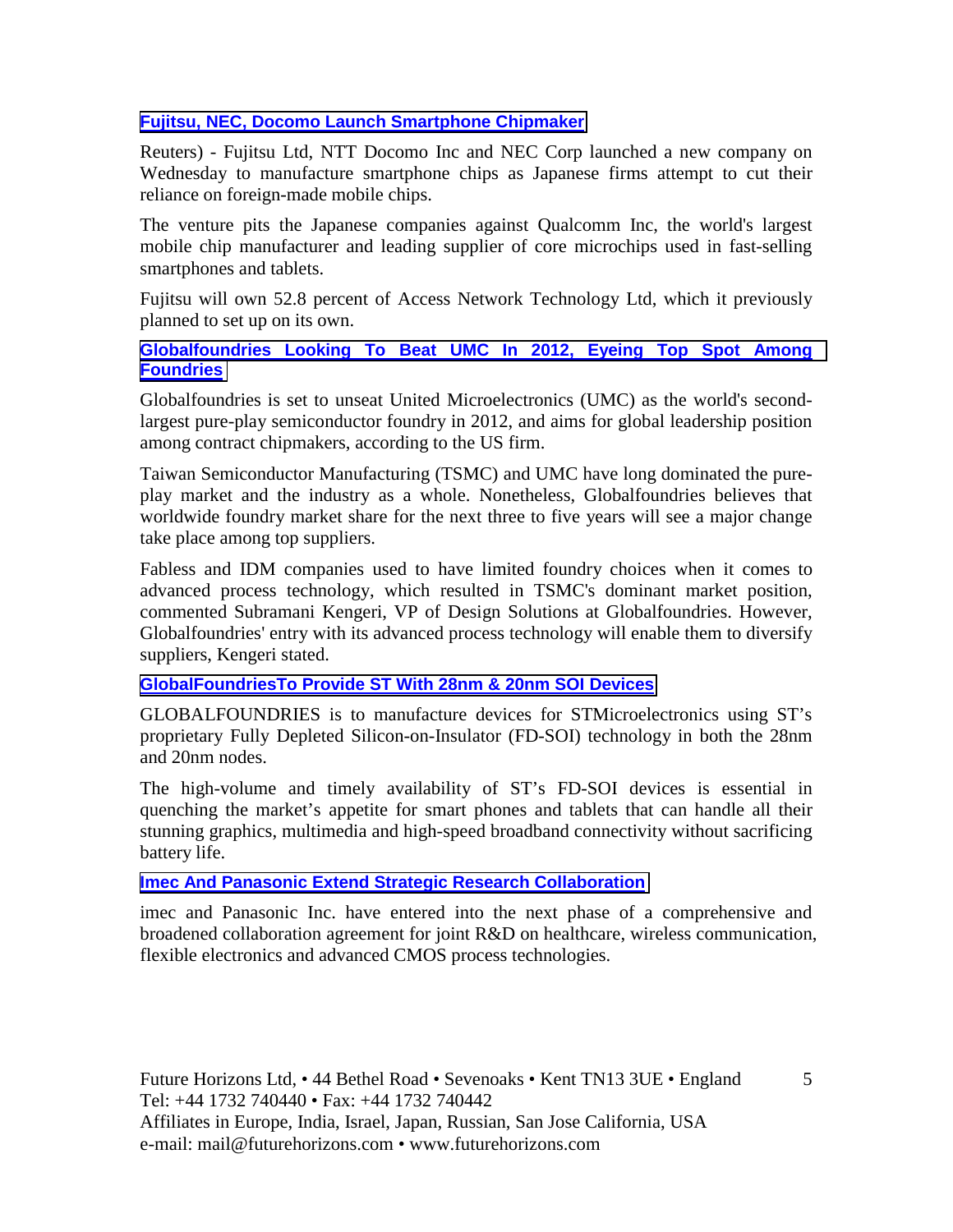### Fujitsu, NEC, Docomo Launch Smartphone Chipmaker

Reuters) - Fujitsu Ltd, NTT Docomo Inc and NEC Corp launched a new company on Wednesday to manufacture smartphone chips as Japanese firms attempt to cut their reliance on foreign-made mobile chips.

The venture pits the Japanese companies against Qualcomm Inc, the world's largest mobile chip manufacturer and leading supplier of core microchips used in fast-selling smartphones and tablets.

Fujitsu will own 52.8 percent of Access Network Technology Ltd, which it previously planned to set up on its own.

### Globalfoundries Looking To Beat UMC In 2012, Eyeing Top Spot Among Foundries

Globalfoundries is set to unseat United Microelectronics (UMC) as the world's second-largest pure-play semiconductor foundry in 2012, and aims for global leadership position among contract chipmakers, according to the US firm.

Taiwan Semiconductor Manufacturing (TSMC) and UMC have long dominated the pure-play market and the industry as a whole. Nonetheless, Globalfoundries believes that worldwide foundry market share for the next three to five years will see a major change take place among top suppliers.

Fabless and IDM companies used to have limited foundry choices when it comes to advanced process technology, which resulted in TSMC's dominant market position, commented Subramani Kengeri, VP of Design Solutions at Globalfoundries. However, Globalfoundries' entry with its advanced process technology will enable them to diversify suppliers, Kengeri stated.

### GlobalFoundriesTo Provide ST With 28nm & 20nm SOI Devices

GLOBALFOUNDRIES is to manufacture devices for STMicroelectronics using ST's proprietary Fully Depleted Silicon-on-Insulator (FD-SOI) technology in both the 28nm and 20nm nodes.

The high-volume and timely availability of ST's FD-SOI devices is essential in quenching the market's appetite for smart phones and tablets that can handle all their stunning graphics, multimedia and high-speed broadband connectivity without sacrificing battery life.

### Imec And Panasonic Extend Strategic Research Collaboration

imec and Panasonic Inc. have entered into the next phase of a comprehensive and broadened collaboration agreement for joint R&D on healthcare, wireless communication, flexible electronics and advanced CMOS process technologies.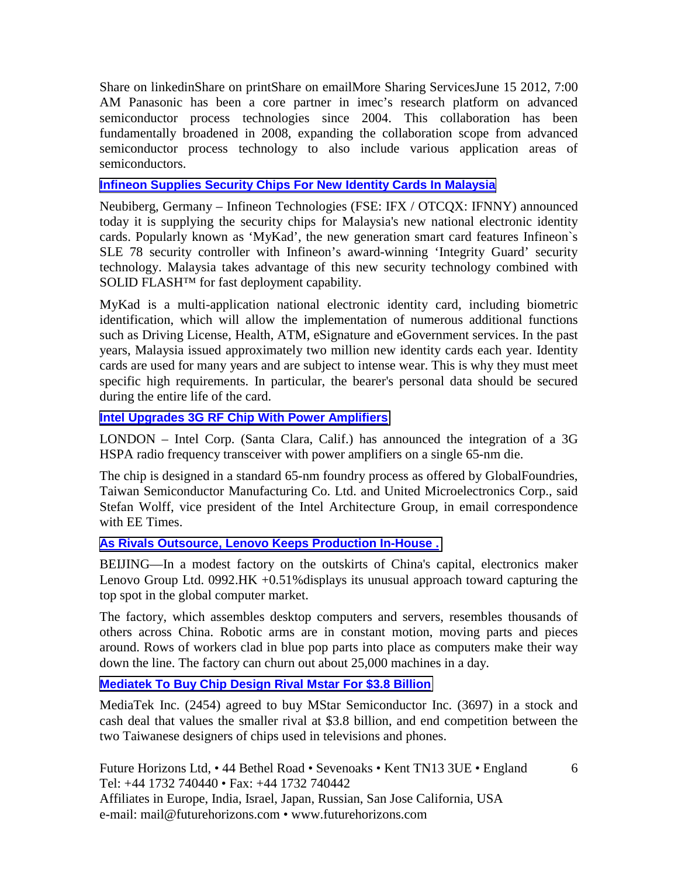Share on linkedinShare on printShare on emailMore Sharing ServicesJune 15 2012, 7:00 AM Panasonic has been a core partner in imec's research platform on advanced semiconductor process technologies since 2004. This collaboration has been fundamentally broadened in 2008, expanding the collaboration scope from advanced semiconductor process technology to also include various application areas of semiconductors.

**Infineon Supplies Security Chips For New Identity Cards In Malaysia**

Neubiberg, Germany – Infineon Technologies (FSE: IFX / OTCQX: IFNNY) announced today it is supplying the security chips for Malaysia's new national electronic identity cards. Popularly known as 'MyKad', the new generation smart card features Infineon`s SLE 78 security controller with Infineon's award-winning 'Integrity Guard' security technology. Malaysia takes advantage of this new security technology combined with SOLID FLASH™ for fast deployment capability.

MyKad is a multi-application national electronic identity card, including biometric identification, which will allow the implementation of numerous additional functions such as Driving License, Health, ATM, eSignature and eGovernment services. In the past years, Malaysia issued approximately two million new identity cards each year. Identity cards are used for many years and are subject to intense wear. This is why they must meet specific high requirements. In particular, the bearer's personal data should be secured during the entire life of the card.

**Intel Upgrades 3G RF Chip With Power Amplifiers**

LONDON – Intel Corp. (Santa Clara, Calif.) has announced the integration of a 3G HSPA radio frequency transceiver with power amplifiers on a single 65-nm die.

The chip is designed in a standard 65-nm foundry process as offered by GlobalFoundries, Taiwan Semiconductor Manufacturing Co. Ltd. and United Microelectronics Corp., said Stefan Wolff, vice president of the Intel Architecture Group, in email correspondence with EE Times.

**As Rivals Outsource, Lenovo Keeps Production In-House .**

BEIJING—In a modest factory on the outskirts of China's capital, electronics maker Lenovo Group Ltd. 0992.HK +0.51%displays its unusual approach toward capturing the top spot in the global computer market.

The factory, which assembles desktop computers and servers, resembles thousands of others across China. Robotic arms are in constant motion, moving parts and pieces around. Rows of workers clad in blue pop parts into place as computers make their way down the line. The factory can churn out about 25,000 machines in a day.

**Mediatek To Buy Chip Design Rival Mstar For $3.8 Billion**

MediaTek Inc. (2454) agreed to buy MStar Semiconductor Inc. (3697) in a stock and cash deal that values the smaller rival at $3.8 billion, and end competition between the two Taiwanese designers of chips used in televisions and phones.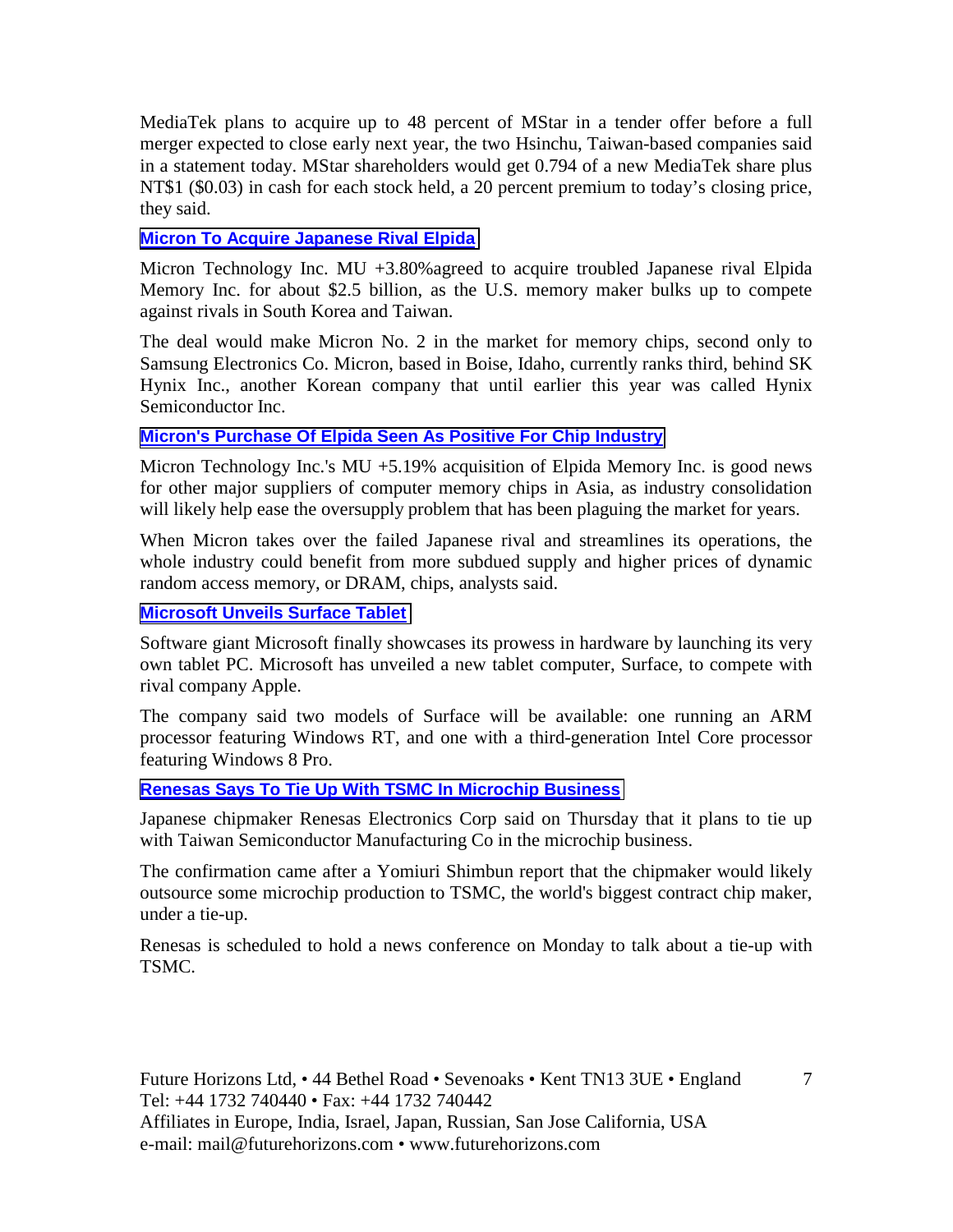MediaTek plans to acquire up to 48 percent of MStar in a tender offer before a full merger expected to close early next year, the two Hsinchu, Taiwan-based companies said in a statement today. MStar shareholders would get 0.794 of a new MediaTek share plus NT$1 ($0.03) in cash for each stock held, a 20 percent premium to today's closing price, they said.

### Micron To Acquire Japanese Rival Elpida

Micron Technology Inc. MU +3.80%agreed to acquire troubled Japanese rival Elpida Memory Inc. for about $2.5 billion, as the U.S. memory maker bulks up to compete against rivals in South Korea and Taiwan.

The deal would make Micron No. 2 in the market for memory chips, second only to Samsung Electronics Co. Micron, based in Boise, Idaho, currently ranks third, behind SK Hynix Inc., another Korean company that until earlier this year was called Hynix Semiconductor Inc.

### Micron's Purchase Of Elpida Seen As Positive For Chip Industry

Micron Technology Inc.'s MU +5.19% acquisition of Elpida Memory Inc. is good news for other major suppliers of computer memory chips in Asia, as industry consolidation will likely help ease the oversupply problem that has been plaguing the market for years.

When Micron takes over the failed Japanese rival and streamlines its operations, the whole industry could benefit from more subdued supply and higher prices of dynamic random access memory, or DRAM, chips, analysts said.

### Microsoft Unveils Surface Tablet

Software giant Microsoft finally showcases its prowess in hardware by launching its very own tablet PC. Microsoft has unveiled a new tablet computer, Surface, to compete with rival company Apple.

The company said two models of Surface will be available: one running an ARM processor featuring Windows RT, and one with a third-generation Intel Core processor featuring Windows 8 Pro.

### Renesas Says To Tie Up With TSMC In Microchip Business

Japanese chipmaker Renesas Electronics Corp said on Thursday that it plans to tie up with Taiwan Semiconductor Manufacturing Co in the microchip business.

The confirmation came after a Yomiuri Shimbun report that the chipmaker would likely outsource some microchip production to TSMC, the world's biggest contract chip maker, under a tie-up.

Renesas is scheduled to hold a news conference on Monday to talk about a tie-up with TSMC.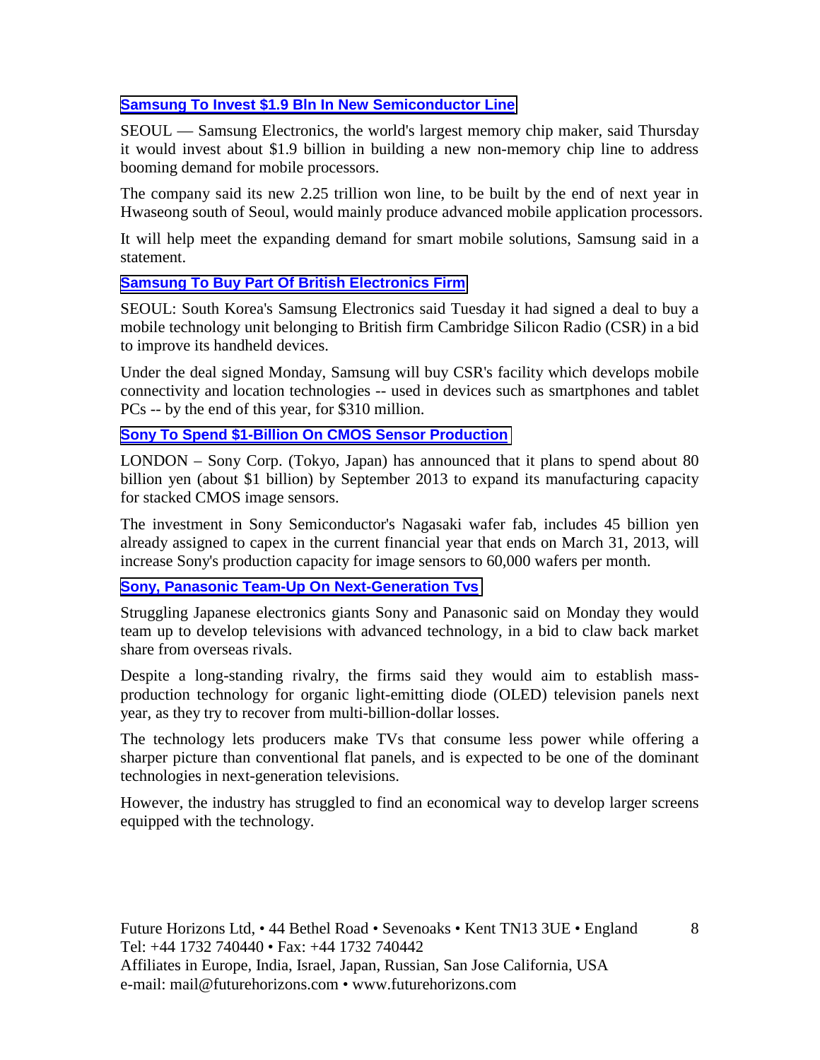### Samsung To Invest $1.9 Bln In New Semiconductor Line

SEOUL — Samsung Electronics, the world's largest memory chip maker, said Thursday it would invest about $1.9 billion in building a new non-memory chip line to address booming demand for mobile processors.

The company said its new 2.25 trillion won line, to be built by the end of next year in Hwaseong south of Seoul, would mainly produce advanced mobile application processors.

It will help meet the expanding demand for smart mobile solutions, Samsung said in a statement.

### Samsung To Buy Part Of British Electronics Firm

SEOUL: South Korea's Samsung Electronics said Tuesday it had signed a deal to buy a mobile technology unit belonging to British firm Cambridge Silicon Radio (CSR) in a bid to improve its handheld devices.

Under the deal signed Monday, Samsung will buy CSR's facility which develops mobile connectivity and location technologies -- used in devices such as smartphones and tablet PCs -- by the end of this year, for $310 million.

### Sony To Spend $1-Billion On CMOS Sensor Production

LONDON – Sony Corp. (Tokyo, Japan) has announced that it plans to spend about 80 billion yen (about $1 billion) by September 2013 to expand its manufacturing capacity for stacked CMOS image sensors.

The investment in Sony Semiconductor's Nagasaki wafer fab, includes 45 billion yen already assigned to capex in the current financial year that ends on March 31, 2013, will increase Sony's production capacity for image sensors to 60,000 wafers per month.

### Sony, Panasonic Team-Up On Next-Generation Tvs

Struggling Japanese electronics giants Sony and Panasonic said on Monday they would team up to develop televisions with advanced technology, in a bid to claw back market share from overseas rivals.

Despite a long-standing rivalry, the firms said they would aim to establish mass-production technology for organic light-emitting diode (OLED) television panels next year, as they try to recover from multi-billion-dollar losses.

The technology lets producers make TVs that consume less power while offering a sharper picture than conventional flat panels, and is expected to be one of the dominant technologies in next-generation televisions.

However, the industry has struggled to find an economical way to develop larger screens equipped with the technology.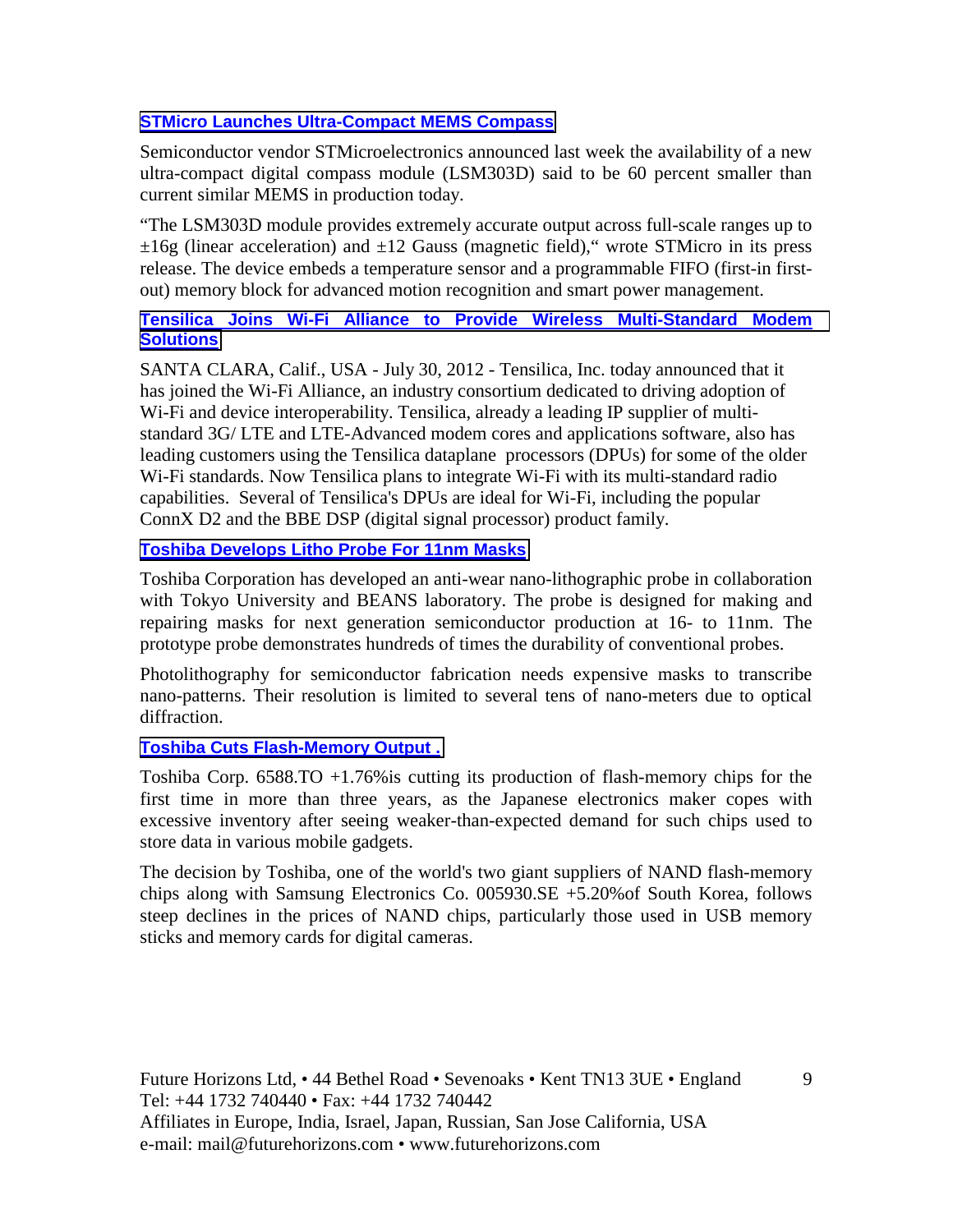### STMicro Launches Ultra-Compact MEMS Compass

Semiconductor vendor STMicroelectronics announced last week the availability of a new ultra-compact digital compass module (LSM303D) said to be 60 percent smaller than current similar MEMS in production today.

“The LSM303D module provides extremely accurate output across full-scale ranges up to ±16g (linear acceleration) and ±12 Gauss (magnetic field),“ wrote STMicro in its press release. The device embeds a temperature sensor and a programmable FIFO (first-in first-out) memory block for advanced motion recognition and smart power management.

### Tensilica Joins Wi-Fi Alliance to Provide Wireless Multi-Standard Modem Solutions

SANTA CLARA, Calif., USA - July 30, 2012 - Tensilica, Inc. today announced that it has joined the Wi-Fi Alliance, an industry consortium dedicated to driving adoption of Wi-Fi and device interoperability. Tensilica, already a leading IP supplier of multi-standard 3G/ LTE and LTE-Advanced modem cores and applications software, also has leading customers using the Tensilica dataplane processors (DPUs) for some of the older Wi-Fi standards. Now Tensilica plans to integrate Wi-Fi with its multi-standard radio capabilities. Several of Tensilica's DPUs are ideal for Wi-Fi, including the popular ConnX D2 and the BBE DSP (digital signal processor) product family.

### Toshiba Develops Litho Probe For 11nm Masks

Toshiba Corporation has developed an anti-wear nano-lithographic probe in collaboration with Tokyo University and BEANS laboratory. The probe is designed for making and repairing masks for next generation semiconductor production at 16- to 11nm. The prototype probe demonstrates hundreds of times the durability of conventional probes.

Photolithography for semiconductor fabrication needs expensive masks to transcribe nano-patterns. Their resolution is limited to several tens of nano-meters due to optical diffraction.

### Toshiba Cuts Flash-Memory Output .

Toshiba Corp. 6588.TO +1.76%is cutting its production of flash-memory chips for the first time in more than three years, as the Japanese electronics maker copes with excessive inventory after seeing weaker-than-expected demand for such chips used to store data in various mobile gadgets.

The decision by Toshiba, one of the world's two giant suppliers of NAND flash-memory chips along with Samsung Electronics Co. 005930.SE +5.20%of South Korea, follows steep declines in the prices of NAND chips, particularly those used in USB memory sticks and memory cards for digital cameras.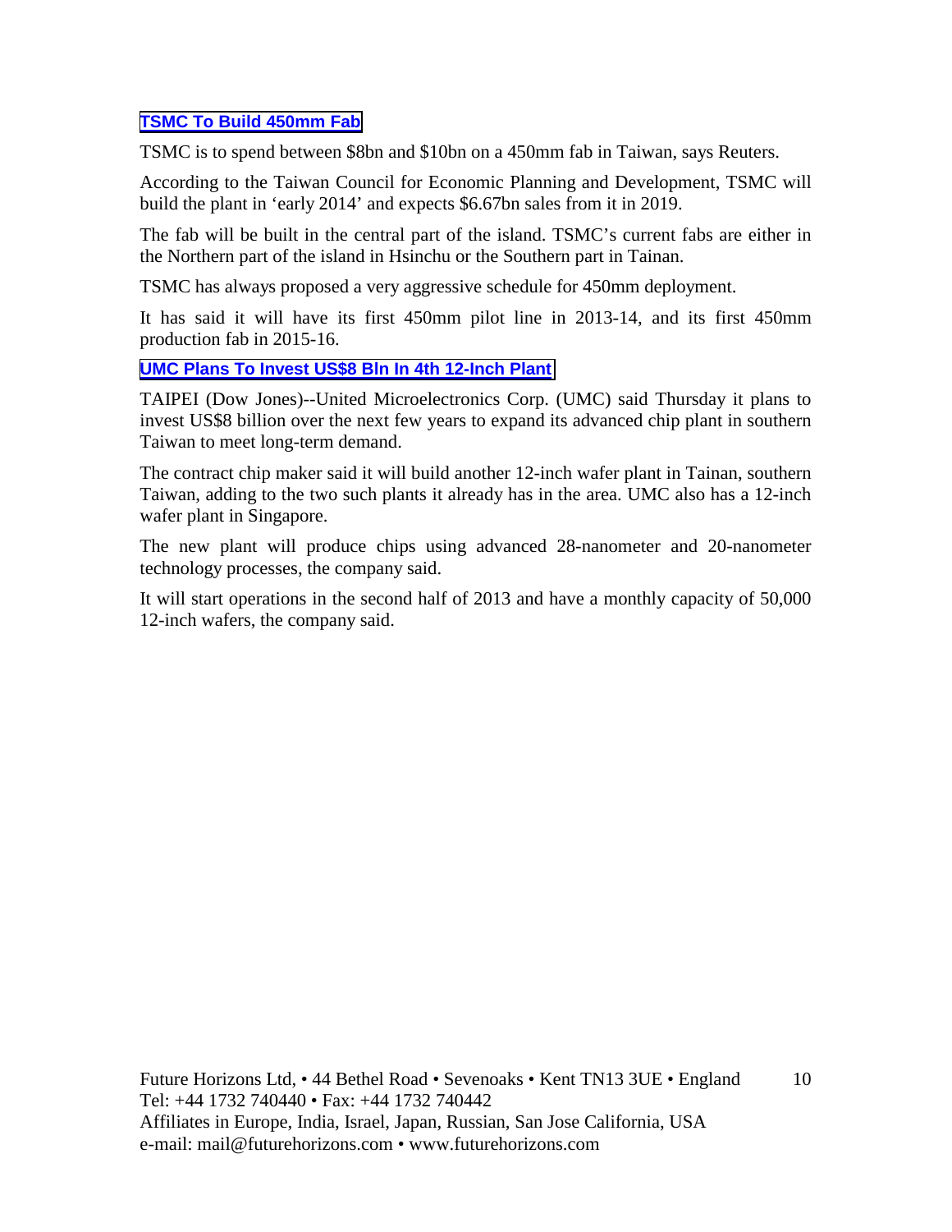## TSMC To Build 450mm Fab

TSMC is to spend between $8bn and $10bn on a 450mm fab in Taiwan, says Reuters.

According to the Taiwan Council for Economic Planning and Development, TSMC will build the plant in 'early 2014' and expects $6.67bn sales from it in 2019.

The fab will be built in the central part of the island. TSMC's current fabs are either in the Northern part of the island in Hsinchu or the Southern part in Tainan.

TSMC has always proposed a very aggressive schedule for 450mm deployment.

It has said it will have its first 450mm pilot line in 2013-14, and its first 450mm production fab in 2015-16.

## UMC Plans To Invest US$8 Bln In 4th 12-Inch Plant

TAIPEI (Dow Jones)--United Microelectronics Corp. (UMC) said Thursday it plans to invest US$8 billion over the next few years to expand its advanced chip plant in southern Taiwan to meet long-term demand.

The contract chip maker said it will build another 12-inch wafer plant in Tainan, southern Taiwan, adding to the two such plants it already has in the area. UMC also has a 12-inch wafer plant in Singapore.

The new plant will produce chips using advanced 28-nanometer and 20-nanometer technology processes, the company said.

It will start operations in the second half of 2013 and have a monthly capacity of 50,000 12-inch wafers, the company said.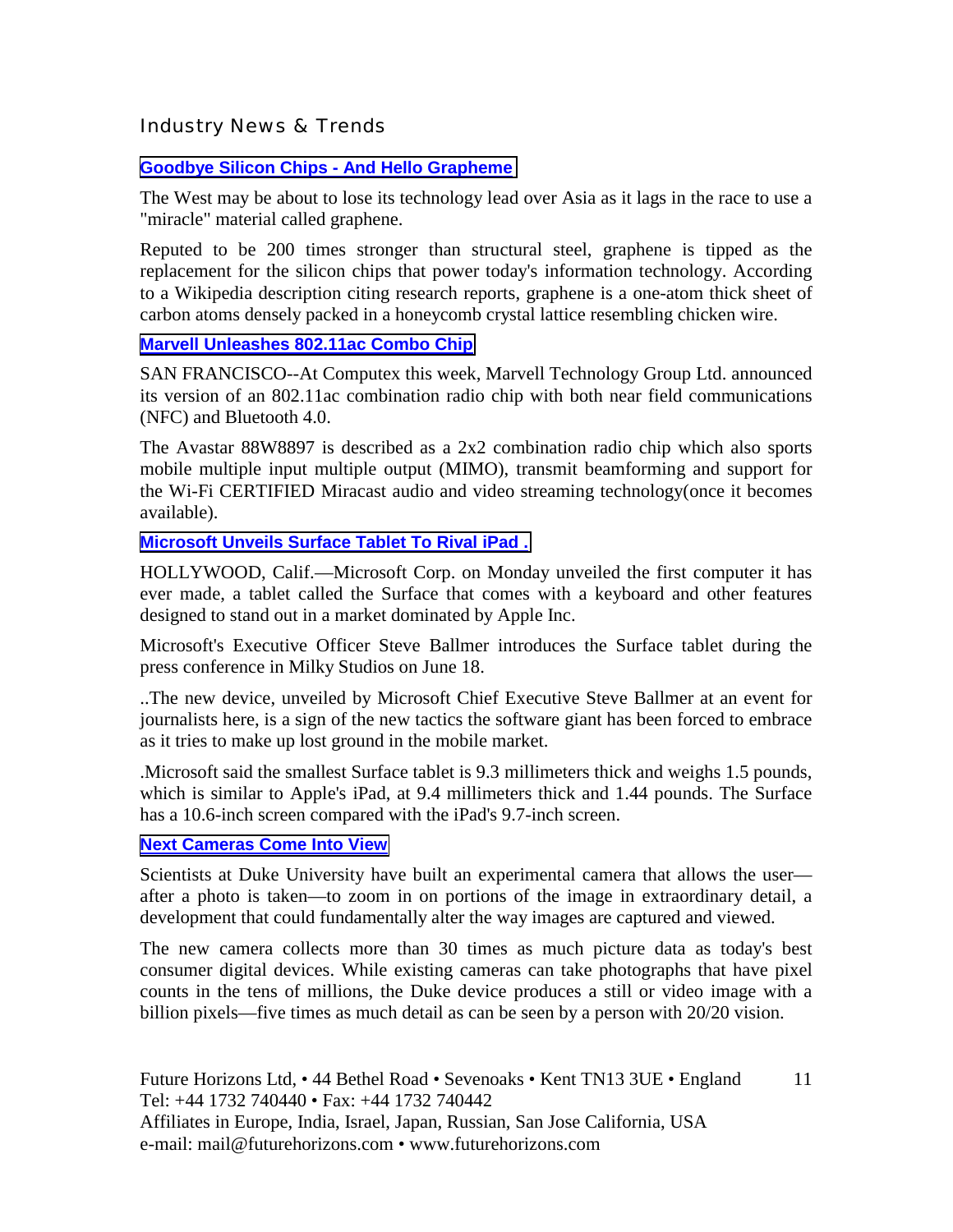## Industry News & Trends

### Goodbye Silicon Chips - And Hello Grapheme

The West may be about to lose its technology lead over Asia as it lags in the race to use a "miracle" material called graphene.

Reputed to be 200 times stronger than structural steel, graphene is tipped as the replacement for the silicon chips that power today's information technology. According to a Wikipedia description citing research reports, graphene is a one-atom thick sheet of carbon atoms densely packed in a honeycomb crystal lattice resembling chicken wire.

### Marvell Unleashes 802.11ac Combo Chip

SAN FRANCISCO--At Computex this week, Marvell Technology Group Ltd. announced its version of an 802.11ac combination radio chip with both near field communications (NFC) and Bluetooth 4.0.

The Avastar 88W8897 is described as a 2x2 combination radio chip which also sports mobile multiple input multiple output (MIMO), transmit beamforming and support for the Wi-Fi CERTIFIED Miracast audio and video streaming technology(once it becomes available).

### Microsoft Unveils Surface Tablet To Rival iPad .

HOLLYWOOD, Calif.—Microsoft Corp. on Monday unveiled the first computer it has ever made, a tablet called the Surface that comes with a keyboard and other features designed to stand out in a market dominated by Apple Inc.

Microsoft's Executive Officer Steve Ballmer introduces the Surface tablet during the press conference in Milky Studios on June 18.

..The new device, unveiled by Microsoft Chief Executive Steve Ballmer at an event for journalists here, is a sign of the new tactics the software giant has been forced to embrace as it tries to make up lost ground in the mobile market.

.Microsoft said the smallest Surface tablet is 9.3 millimeters thick and weighs 1.5 pounds, which is similar to Apple's iPad, at 9.4 millimeters thick and 1.44 pounds. The Surface has a 10.6-inch screen compared with the iPad's 9.7-inch screen.

### Next Cameras Come Into View

Scientists at Duke University have built an experimental camera that allows the user—after a photo is taken—to zoom in on portions of the image in extraordinary detail, a development that could fundamentally alter the way images are captured and viewed.

The new camera collects more than 30 times as much picture data as today's best consumer digital devices. While existing cameras can take photographs that have pixel counts in the tens of millions, the Duke device produces a still or video image with a billion pixels—five times as much detail as can be seen by a person with 20/20 vision.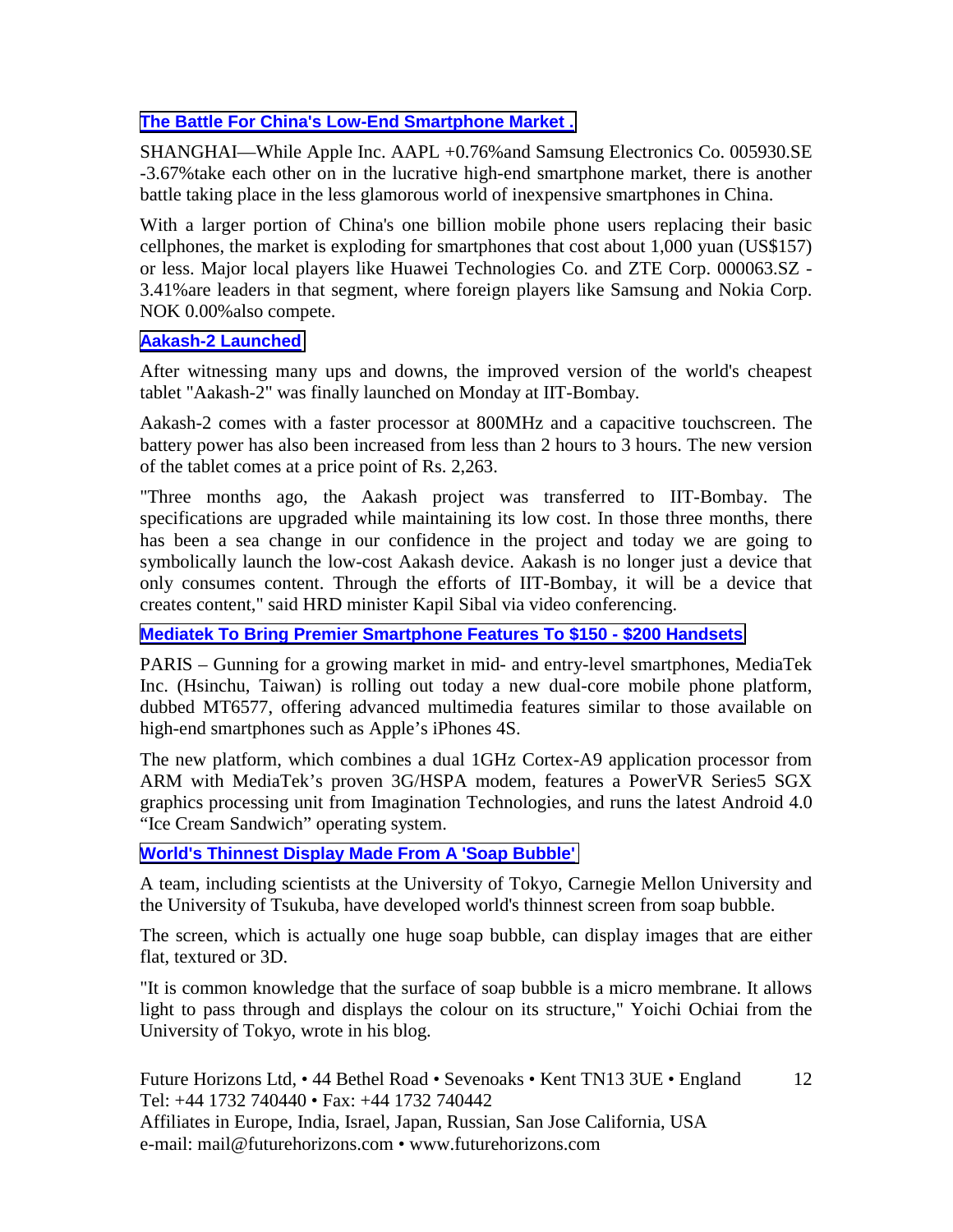### The Battle For China's Low-End Smartphone Market .

SHANGHAI—While Apple Inc. AAPL +0.76%and Samsung Electronics Co. 005930.SE -3.67%take each other on in the lucrative high-end smartphone market, there is another battle taking place in the less glamorous world of inexpensive smartphones in China.

With a larger portion of China's one billion mobile phone users replacing their basic cellphones, the market is exploding for smartphones that cost about 1,000 yuan (US$157) or less. Major local players like Huawei Technologies Co. and ZTE Corp. 000063.SZ -3.41%are leaders in that segment, where foreign players like Samsung and Nokia Corp. NOK 0.00%also compete.

### Aakash-2 Launched

After witnessing many ups and downs, the improved version of the world's cheapest tablet "Aakash-2" was finally launched on Monday at IIT-Bombay.

Aakash-2 comes with a faster processor at 800MHz and a capacitive touchscreen. The battery power has also been increased from less than 2 hours to 3 hours. The new version of the tablet comes at a price point of Rs. 2,263.

"Three months ago, the Aakash project was transferred to IIT-Bombay. The specifications are upgraded while maintaining its low cost. In those three months, there has been a sea change in our confidence in the project and today we are going to symbolically launch the low-cost Aakash device. Aakash is no longer just a device that only consumes content. Through the efforts of IIT-Bombay, it will be a device that creates content," said HRD minister Kapil Sibal via video conferencing.

### Mediatek To Bring Premier Smartphone Features To $150 - $200 Handsets

PARIS – Gunning for a growing market in mid- and entry-level smartphones, MediaTek Inc. (Hsinchu, Taiwan) is rolling out today a new dual-core mobile phone platform, dubbed MT6577, offering advanced multimedia features similar to those available on high-end smartphones such as Apple's iPhones 4S.

The new platform, which combines a dual 1GHz Cortex-A9 application processor from ARM with MediaTek's proven 3G/HSPA modem, features a PowerVR Series5 SGX graphics processing unit from Imagination Technologies, and runs the latest Android 4.0 "Ice Cream Sandwich" operating system.

### World's Thinnest Display Made From A 'Soap Bubble'

A team, including scientists at the University of Tokyo, Carnegie Mellon University and the University of Tsukuba, have developed world's thinnest screen from soap bubble.

The screen, which is actually one huge soap bubble, can display images that are either flat, textured or 3D.

"It is common knowledge that the surface of soap bubble is a micro membrane. It allows light to pass through and displays the colour on its structure," Yoichi Ochiai from the University of Tokyo, wrote in his blog.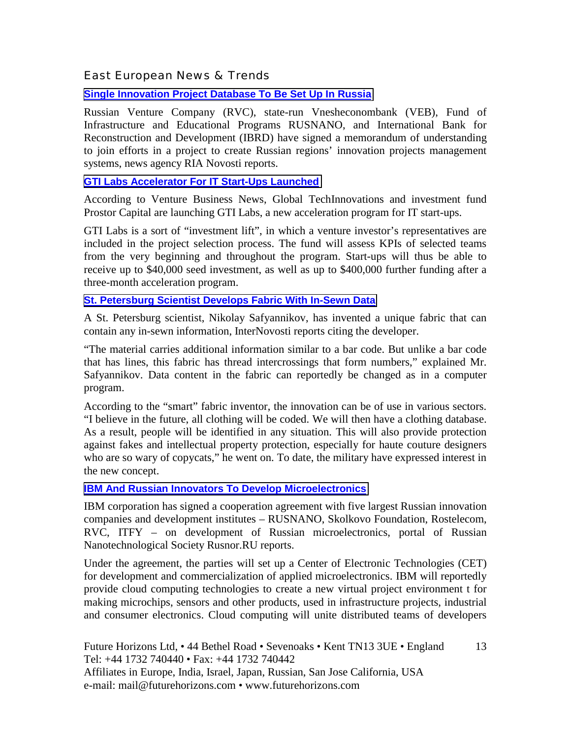## East European News & Trends

### Single Innovation Project Database To Be Set Up In Russia

Russian Venture Company (RVC), state-run Vnesheconombank (VEB), Fund of Infrastructure and Educational Programs RUSNANO, and International Bank for Reconstruction and Development (IBRD) have signed a memorandum of understanding to join efforts in a project to create Russian regions' innovation projects management systems, news agency RIA Novosti reports.

### GTI Labs Accelerator For IT Start-Ups Launched

According to Venture Business News, Global TechInnovations and investment fund Prostor Capital are launching GTI Labs, a new acceleration program for IT start-ups.

GTI Labs is a sort of "investment lift", in which a venture investor's representatives are included in the project selection process. The fund will assess KPIs of selected teams from the very beginning and throughout the program. Start-ups will thus be able to receive up to $40,000 seed investment, as well as up to $400,000 further funding after a three-month acceleration program.

### St. Petersburg Scientist Develops Fabric With In-Sewn Data

A St. Petersburg scientist, Nikolay Safyannikov, has invented a unique fabric that can contain any in-sewn information, InterNovosti reports citing the developer.

"The material carries additional information similar to a bar code. But unlike a bar code that has lines, this fabric has thread intercrossings that form numbers," explained Mr. Safyannikov. Data content in the fabric can reportedly be changed as in a computer program.

According to the "smart" fabric inventor, the innovation can be of use in various sectors. "I believe in the future, all clothing will be coded. We will then have a clothing database. As a result, people will be identified in any situation. This will also provide protection against fakes and intellectual property protection, especially for haute couture designers who are so wary of copycats," he went on. To date, the military have expressed interest in the new concept.

### IBM And Russian Innovators To Develop Microelectronics

IBM corporation has signed a cooperation agreement with five largest Russian innovation companies and development institutes – RUSNANO, Skolkovo Foundation, Rostelecom, RVC, ITFY – on development of Russian microelectronics, portal of Russian Nanotechnological Society Rusnor.RU reports.

Under the agreement, the parties will set up a Center of Electronic Technologies (CET) for development and commercialization of applied microelectronics. IBM will reportedly provide cloud computing technologies to create a new virtual project environment t for making microchips, sensors and other products, used in infrastructure projects, industrial and consumer electronics. Cloud computing will unite distributed teams of developers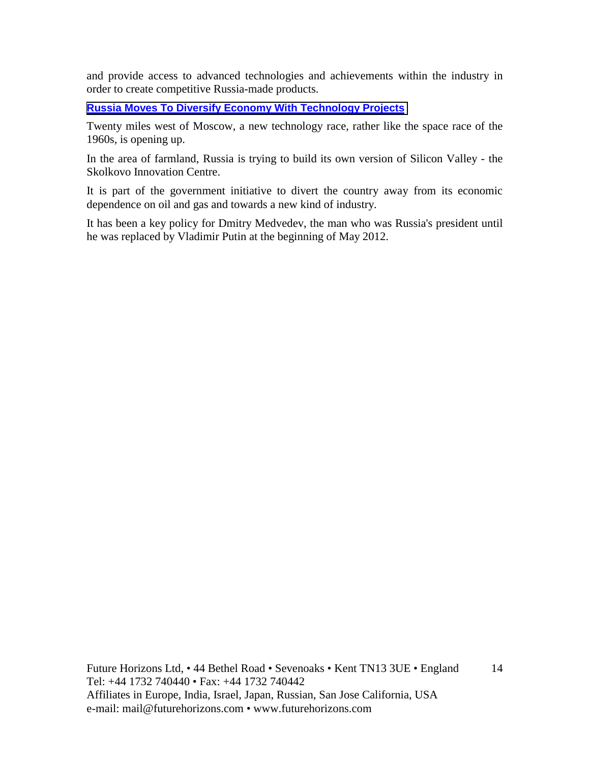and provide access to advanced technologies and achievements within the industry in order to create competitive Russia-made products.

**Russia Moves To Diversify Economy With Technology Projects**

Twenty miles west of Moscow, a new technology race, rather like the space race of the 1960s, is opening up.

In the area of farmland, Russia is trying to build its own version of Silicon Valley - the Skolkovo Innovation Centre.

It is part of the government initiative to divert the country away from its economic dependence on oil and gas and towards a new kind of industry.

It has been a key policy for Dmitry Medvedev, the man who was Russia's president until he was replaced by Vladimir Putin at the beginning of May 2012.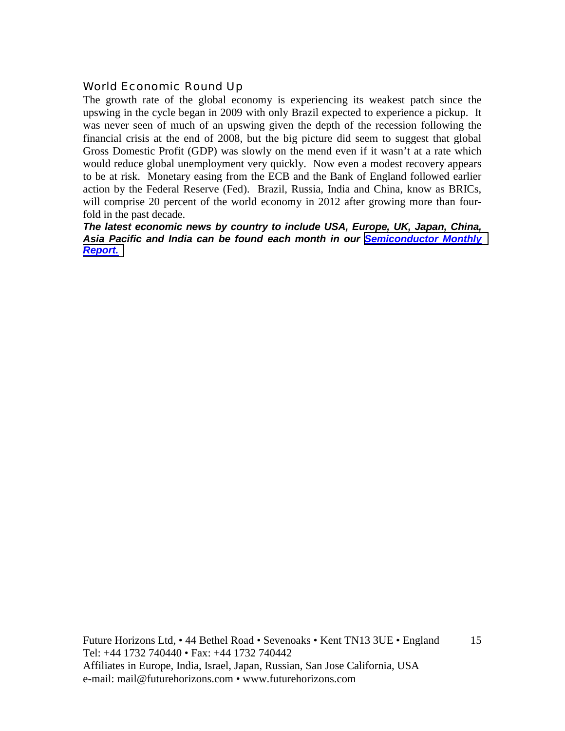## World Economic Round Up

The growth rate of the global economy is experiencing its weakest patch since the upswing in the cycle began in 2009 with only Brazil expected to experience a pickup. It was never seen of much of an upswing given the depth of the recession following the financial crisis at the end of 2008, but the big picture did seem to suggest that global Gross Domestic Profit (GDP) was slowly on the mend even if it wasn't at a rate which would reduce global unemployment very quickly. Now even a modest recovery appears to be at risk. Monetary easing from the ECB and the Bank of England followed earlier action by the Federal Reserve (Fed). Brazil, Russia, India and China, know as BRICs, will comprise 20 percent of the world economy in 2012 after growing more than four-fold in the past decade.

***The latest economic news by country to include USA, Europe, UK, Japan, China, Asia Pacific and India can be found each month in our Semiconductor Monthly Report.***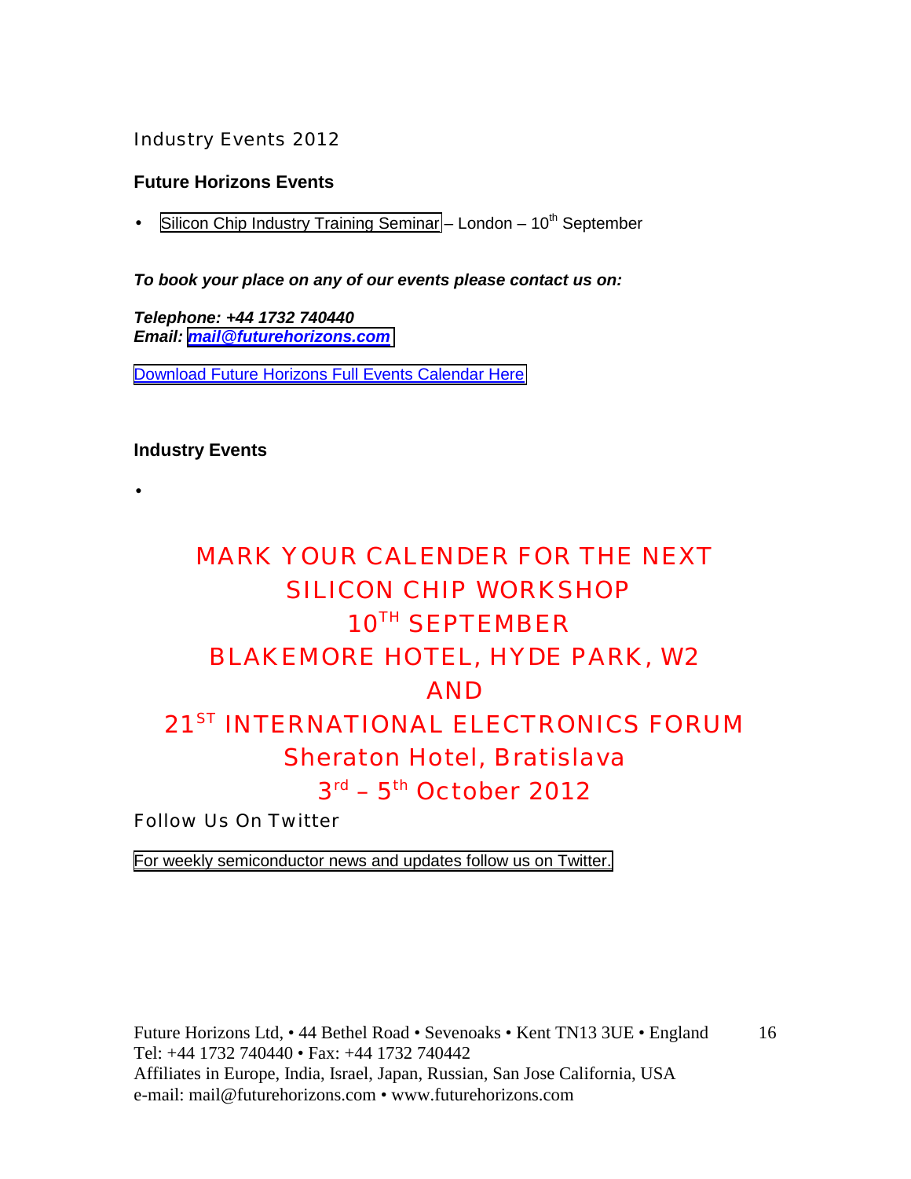## Industry Events 2012

### Future Horizons Events

- Silicon Chip Industry Training Seminar – London – 10th September

***To book your place on any of our events please contact us on:***

***Telephone: +44 1732 740440***
***Email: mail@futurehorizons.com***

Download Future Horizons Full Events Calendar Here

### Industry Events

- 

MARK YOUR CALENDER FOR THE NEXT
SILICON CHIP WORKSHOP
10TH SEPTEMBER
BLAKEMORE HOTEL, HYDE PARK, W2
AND
21ST INTERNATIONAL ELECTRONICS FORUM
Sheraton Hotel, Bratislava
3rd – 5th October 2012

## Follow Us On Twitter

For weekly semiconductor news and updates follow us on Twitter.

Future Horizons Ltd, • 44 Bethel Road • Sevenoaks • Kent TN13 3UE • England
Tel: +44 1732 740440 • Fax: +44 1732 740442
Affiliates in Europe, India, Israel, Japan, Russian, San Jose California, USA
e-mail: mail@futurehorizons.com • www.futurehorizons.com